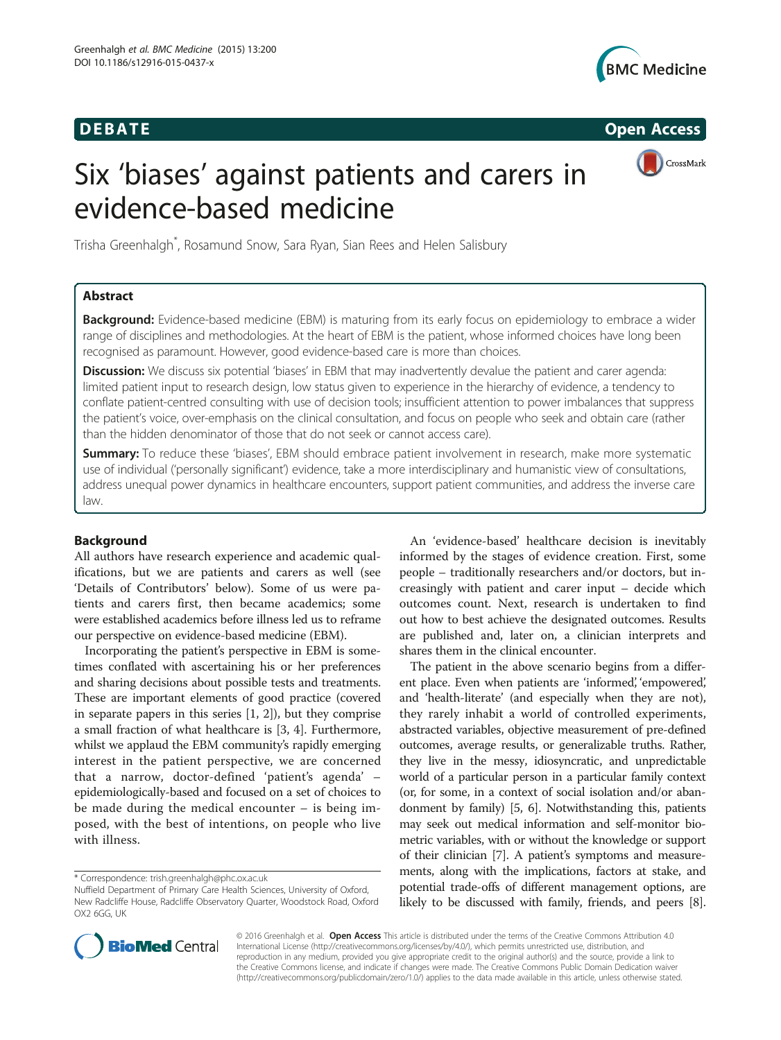**DEBATE** **Open Access**

# Six 'biases' against patients and carers in evidence-based medicine

Trisha Greenhalgh*, Rosamund Snow, Sara Ryan, Sian Rees and Helen Salisbury

## Abstract

**Background:** Evidence-based medicine (EBM) is maturing from its early focus on epidemiology to embrace a wider range of disciplines and methodologies. At the heart of EBM is the patient, whose informed choices have long been recognised as paramount. However, good evidence-based care is more than choices.

**Discussion:** We discuss six potential 'biases' in EBM that may inadvertently devalue the patient and carer agenda: limited patient input to research design, low status given to experience in the hierarchy of evidence, a tendency to conflate patient-centred consulting with use of decision tools; insufficient attention to power imbalances that suppress the patient's voice, over-emphasis on the clinical consultation, and focus on people who seek and obtain care (rather than the hidden denominator of those that do not seek or cannot access care).

**Summary:** To reduce these 'biases', EBM should embrace patient involvement in research, make more systematic use of individual ('personally significant') evidence, take a more interdisciplinary and humanistic view of consultations, address unequal power dynamics in healthcare encounters, support patient communities, and address the inverse care law.

## Background

All authors have research experience and academic qualifications, but we are patients and carers as well (see 'Details of Contributors' below). Some of us were patients and carers first, then became academics; some were established academics before illness led us to reframe our perspective on evidence-based medicine (EBM).

Incorporating the patient's perspective in EBM is sometimes conflated with ascertaining his or her preferences and sharing decisions about possible tests and treatments. These are important elements of good practice (covered in separate papers in this series [1, 2]), but they comprise a small fraction of what healthcare is [3, 4]. Furthermore, whilst we applaud the EBM community's rapidly emerging interest in the patient perspective, we are concerned that a narrow, doctor-defined 'patient's agenda' – epidemiologically-based and focused on a set of choices to be made during the medical encounter – is being imposed, with the best of intentions, on people who live with illness.

An 'evidence-based' healthcare decision is inevitably informed by the stages of evidence creation. First, some people – traditionally researchers and/or doctors, but increasingly with patient and carer input – decide which outcomes count. Next, research is undertaken to find out how to best achieve the designated outcomes. Results are published and, later on, a clinician interprets and shares them in the clinical encounter.

The patient in the above scenario begins from a different place. Even when patients are 'informed', 'empowered', and 'health-literate' (and especially when they are not), they rarely inhabit a world of controlled experiments, abstracted variables, objective measurement of pre-defined outcomes, average results, or generalizable truths. Rather, they live in the messy, idiosyncratic, and unpredictable world of a particular person in a particular family context (or, for some, in a context of social isolation and/or abandonment by family) [5, 6]. Notwithstanding this, patients may seek out medical information and self-monitor biometric variables, with or without the knowledge or support of their clinician [7]. A patient's symptoms and measurements, along with the implications, factors at stake, and potential trade-offs of different management options, are likely to be discussed with family, friends, and peers [8].

\* Correspondence: trish.greenhalgh@phc.ox.ac.uk
Nuffield Department of Primary Care Health Sciences, University of Oxford, New Radcliffe House, Radcliffe Observatory Quarter, Woodstock Road, Oxford OX2 6GG, UK

© 2016 Greenhalgh et al. **Open Access** This article is distributed under the terms of the Creative Commons Attribution 4.0 International License (http://creativecommons.org/licenses/by/4.0/), which permits unrestricted use, distribution, and reproduction in any medium, provided you give appropriate credit to the original author(s) and the source, provide a link to the Creative Commons license, and indicate if changes were made. The Creative Commons Public Domain Dedication waiver (http://creativecommons.org/publicdomain/zero/1.0/) applies to the data made available in this article, unless otherwise stated.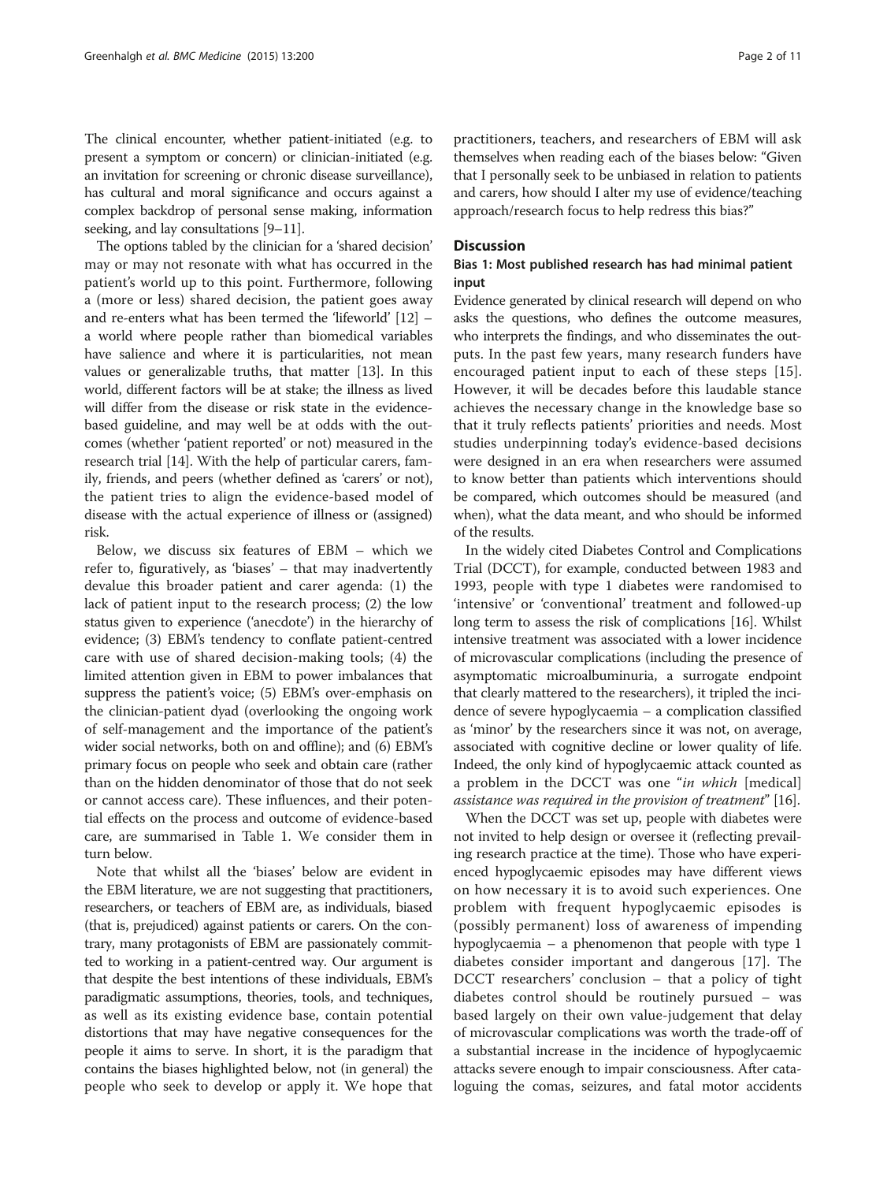The clinical encounter, whether patient-initiated (e.g. to present a symptom or concern) or clinician-initiated (e.g. an invitation for screening or chronic disease surveillance), has cultural and moral significance and occurs against a complex backdrop of personal sense making, information seeking, and lay consultations [9–11].

The options tabled by the clinician for a 'shared decision' may or may not resonate with what has occurred in the patient's world up to this point. Furthermore, following a (more or less) shared decision, the patient goes away and re-enters what has been termed the 'lifeworld' [12] – a world where people rather than biomedical variables have salience and where it is particularities, not mean values or generalizable truths, that matter [13]. In this world, different factors will be at stake; the illness as lived will differ from the disease or risk state in the evidence-based guideline, and may well be at odds with the outcomes (whether 'patient reported' or not) measured in the research trial [14]. With the help of particular carers, family, friends, and peers (whether defined as 'carers' or not), the patient tries to align the evidence-based model of disease with the actual experience of illness or (assigned) risk.

Below, we discuss six features of EBM – which we refer to, figuratively, as 'biases' – that may inadvertently devalue this broader patient and carer agenda: (1) the lack of patient input to the research process; (2) the low status given to experience ('anecdote') in the hierarchy of evidence; (3) EBM's tendency to conflate patient-centred care with use of shared decision-making tools; (4) the limited attention given in EBM to power imbalances that suppress the patient's voice; (5) EBM's over-emphasis on the clinician-patient dyad (overlooking the ongoing work of self-management and the importance of the patient's wider social networks, both on and offline); and (6) EBM's primary focus on people who seek and obtain care (rather than on the hidden denominator of those that do not seek or cannot access care). These influences, and their potential effects on the process and outcome of evidence-based care, are summarised in Table 1. We consider them in turn below.

Note that whilst all the 'biases' below are evident in the EBM literature, we are not suggesting that practitioners, researchers, or teachers of EBM are, as individuals, biased (that is, prejudiced) against patients or carers. On the contrary, many protagonists of EBM are passionately committed to working in a patient-centred way. Our argument is that despite the best intentions of these individuals, EBM's paradigmatic assumptions, theories, tools, and techniques, as well as its existing evidence base, contain potential distortions that may have negative consequences for the people it aims to serve. In short, it is the paradigm that contains the biases highlighted below, not (in general) the people who seek to develop or apply it. We hope that practitioners, teachers, and researchers of EBM will ask themselves when reading each of the biases below: "Given that I personally seek to be unbiased in relation to patients and carers, how should I alter my use of evidence/teaching approach/research focus to help redress this bias?"

## Discussion

### Bias 1: Most published research has had minimal patient input

Evidence generated by clinical research will depend on who asks the questions, who defines the outcome measures, who interprets the findings, and who disseminates the outputs. In the past few years, many research funders have encouraged patient input to each of these steps [15]. However, it will be decades before this laudable stance achieves the necessary change in the knowledge base so that it truly reflects patients' priorities and needs. Most studies underpinning today's evidence-based decisions were designed in an era when researchers were assumed to know better than patients which interventions should be compared, which outcomes should be measured (and when), what the data meant, and who should be informed of the results.

In the widely cited Diabetes Control and Complications Trial (DCCT), for example, conducted between 1983 and 1993, people with type 1 diabetes were randomised to 'intensive' or 'conventional' treatment and followed-up long term to assess the risk of complications [16]. Whilst intensive treatment was associated with a lower incidence of microvascular complications (including the presence of asymptomatic microalbuminuria, a surrogate endpoint that clearly mattered to the researchers), it tripled the incidence of severe hypoglycaemia – a complication classified as 'minor' by the researchers since it was not, on average, associated with cognitive decline or lower quality of life. Indeed, the only kind of hypoglycaemic attack counted as a problem in the DCCT was one "*in which* [medical] *assistance was required in the provision of treatment*" [16].

When the DCCT was set up, people with diabetes were not invited to help design or oversee it (reflecting prevailing research practice at the time). Those who have experienced hypoglycaemic episodes may have different views on how necessary it is to avoid such experiences. One problem with frequent hypoglycaemic episodes is (possibly permanent) loss of awareness of impending hypoglycaemia – a phenomenon that people with type 1 diabetes consider important and dangerous [17]. The DCCT researchers' conclusion – that a policy of tight diabetes control should be routinely pursued – was based largely on their own value-judgement that delay of microvascular complications was worth the trade-off of a substantial increase in the incidence of hypoglycaemic attacks severe enough to impair consciousness. After cataloguing the comas, seizures, and fatal motor accidents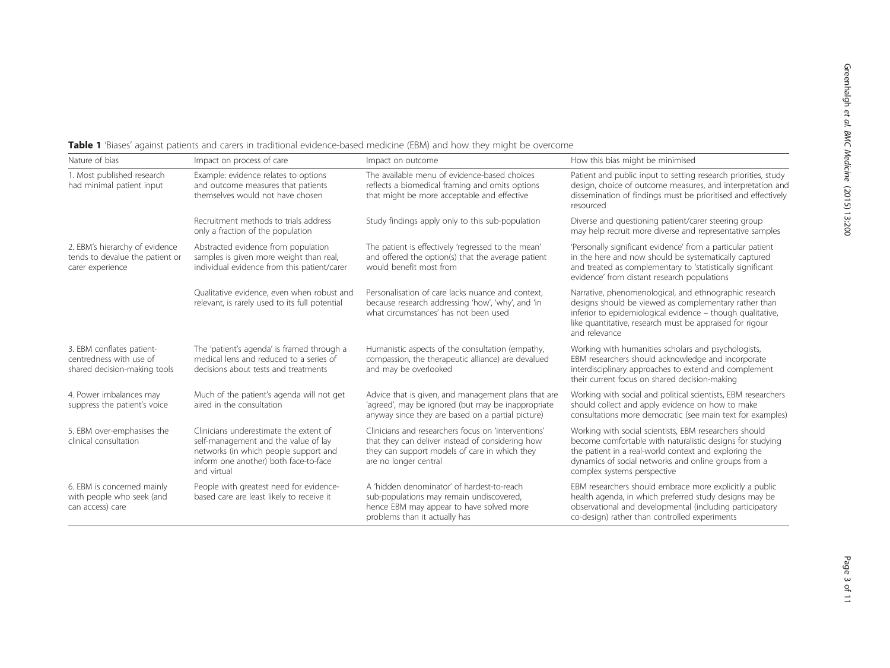**Table 1** 'Biases' against patients and carers in traditional evidence-based medicine (EBM) and how they might be overcome

| Nature of bias | Impact on process of care | Impact on outcome | How this bias might be minimised |
| --- | --- | --- | --- |
| 1. Most published research had minimal patient input | Example: evidence relates to options and outcome measures that patients themselves would not have chosen | The available menu of evidence-based choices reflects a biomedical framing and omits options that might be more acceptable and effective | Patient and public input to setting research priorities, study design, choice of outcome measures, and interpretation and dissemination of findings must be prioritised and effectively resourced |
| | Recruitment methods to trials address only a fraction of the population | Study findings apply only to this sub-population | Diverse and questioning patient/carer steering group may help recruit more diverse and representative samples |
| 2. EBM's hierarchy of evidence tends to devalue the patient or carer experience | Abstracted evidence from population samples is given more weight than real, individual evidence from this patient/carer | The patient is effectively 'regressed to the mean' and offered the option(s) that the average patient would benefit most from | 'Personally significant evidence' from a particular patient in the here and now should be systematically captured and treated as complementary to 'statistically significant evidence' from distant research populations |
| | Qualitative evidence, even when robust and relevant, is rarely used to its full potential | Personalisation of care lacks nuance and context, because research addressing 'how', 'why', and 'in what circumstances' has not been used | Narrative, phenomenological, and ethnographic research designs should be viewed as complementary rather than inferior to epidemiological evidence – though qualitative, like quantitative, research must be appraised for rigour and relevance |
| 3. EBM conflates patient-centredness with use of shared decision-making tools | The 'patient's agenda' is framed through a medical lens and reduced to a series of decisions about tests and treatments | Humanistic aspects of the consultation (empathy, compassion, the therapeutic alliance) are devalued and may be overlooked | Working with humanities scholars and psychologists, EBM researchers should acknowledge and incorporate interdisciplinary approaches to extend and complement their current focus on shared decision-making |
| 4. Power imbalances may suppress the patient's voice | Much of the patient's agenda will not get aired in the consultation | Advice that is given, and management plans that are 'agreed', may be ignored (but may be inappropriate anyway since they are based on a partial picture) | Working with social and political scientists, EBM researchers should collect and apply evidence on how to make consultations more democratic (see main text for examples) |
| 5. EBM over-emphasises the clinical consultation | Clinicians underestimate the extent of self-management and the value of lay networks (in which people support and inform one another) both face-to-face and virtual | Clinicians and researchers focus on 'interventions' that they can deliver instead of considering how they can support models of care in which they are no longer central | Working with social scientists, EBM researchers should become comfortable with naturalistic designs for studying the patient in a real-world context and exploring the dynamics of social networks and online groups from a complex systems perspective |
| 6. EBM is concerned mainly with people who seek (and can access) care | People with greatest need for evidence-based care are least likely to receive it | A 'hidden denominator' of hardest-to-reach sub-populations may remain undiscovered, hence EBM may appear to have solved more problems than it actually has | EBM researchers should embrace more explicitly a public health agenda, in which preferred study designs may be observational and developmental (including participatory co-design) rather than controlled experiments |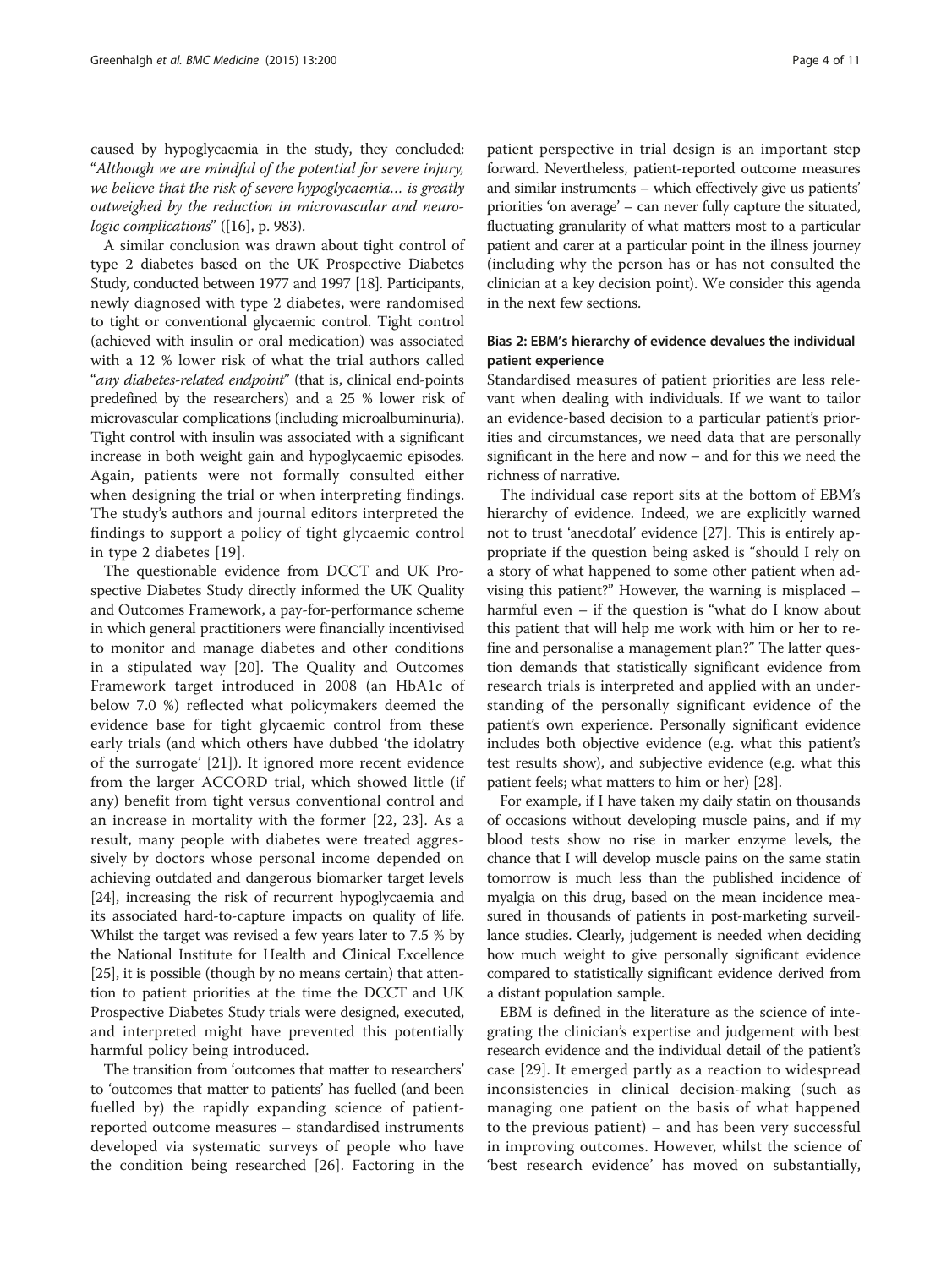caused by hypoglycaemia in the study, they concluded: "*Although we are mindful of the potential for severe injury, we believe that the risk of severe hypoglycaemia… is greatly outweighed by the reduction in microvascular and neurologic complications*" ([16], p. 983).

A similar conclusion was drawn about tight control of type 2 diabetes based on the UK Prospective Diabetes Study, conducted between 1977 and 1997 [18]. Participants, newly diagnosed with type 2 diabetes, were randomised to tight or conventional glycaemic control. Tight control (achieved with insulin or oral medication) was associated with a 12 % lower risk of what the trial authors called "*any diabetes-related endpoint*" (that is, clinical end-points predefined by the researchers) and a 25 % lower risk of microvascular complications (including microalbuminuria). Tight control with insulin was associated with a significant increase in both weight gain and hypoglycaemic episodes. Again, patients were not formally consulted either when designing the trial or when interpreting findings. The study's authors and journal editors interpreted the findings to support a policy of tight glycaemic control in type 2 diabetes [19].

The questionable evidence from DCCT and UK Prospective Diabetes Study directly informed the UK Quality and Outcomes Framework, a pay-for-performance scheme in which general practitioners were financially incentivised to monitor and manage diabetes and other conditions in a stipulated way [20]. The Quality and Outcomes Framework target introduced in 2008 (an HbA1c of below 7.0 %) reflected what policymakers deemed the evidence base for tight glycaemic control from these early trials (and which others have dubbed 'the idolatry of the surrogate' [21]). It ignored more recent evidence from the larger ACCORD trial, which showed little (if any) benefit from tight versus conventional control and an increase in mortality with the former [22, 23]. As a result, many people with diabetes were treated aggressively by doctors whose personal income depended on achieving outdated and dangerous biomarker target levels [24], increasing the risk of recurrent hypoglycaemia and its associated hard-to-capture impacts on quality of life. Whilst the target was revised a few years later to 7.5 % by the National Institute for Health and Clinical Excellence [25], it is possible (though by no means certain) that attention to patient priorities at the time the DCCT and UK Prospective Diabetes Study trials were designed, executed, and interpreted might have prevented this potentially harmful policy being introduced.

The transition from 'outcomes that matter to researchers' to 'outcomes that matter to patients' has fuelled (and been fuelled by) the rapidly expanding science of patient-reported outcome measures – standardised instruments developed via systematic surveys of people who have the condition being researched [26]. Factoring in the patient perspective in trial design is an important step forward. Nevertheless, patient-reported outcome measures and similar instruments – which effectively give us patients' priorities 'on average' – can never fully capture the situated, fluctuating granularity of what matters most to a particular patient and carer at a particular point in the illness journey (including why the person has or has not consulted the clinician at a key decision point). We consider this agenda in the next few sections.

### Bias 2: EBM's hierarchy of evidence devalues the individual patient experience

Standardised measures of patient priorities are less relevant when dealing with individuals. If we want to tailor an evidence-based decision to a particular patient's priorities and circumstances, we need data that are personally significant in the here and now – and for this we need the richness of narrative.

The individual case report sits at the bottom of EBM's hierarchy of evidence. Indeed, we are explicitly warned not to trust 'anecdotal' evidence [27]. This is entirely appropriate if the question being asked is "should I rely on a story of what happened to some other patient when advising this patient?" However, the warning is misplaced – harmful even – if the question is "what do I know about this patient that will help me work with him or her to refine and personalise a management plan?" The latter question demands that statistically significant evidence from research trials is interpreted and applied with an understanding of the personally significant evidence of the patient's own experience. Personally significant evidence includes both objective evidence (e.g. what this patient's test results show), and subjective evidence (e.g. what this patient feels; what matters to him or her) [28].

For example, if I have taken my daily statin on thousands of occasions without developing muscle pains, and if my blood tests show no rise in marker enzyme levels, the chance that I will develop muscle pains on the same statin tomorrow is much less than the published incidence of myalgia on this drug, based on the mean incidence measured in thousands of patients in post-marketing surveillance studies. Clearly, judgement is needed when deciding how much weight to give personally significant evidence compared to statistically significant evidence derived from a distant population sample.

EBM is defined in the literature as the science of integrating the clinician's expertise and judgement with best research evidence and the individual detail of the patient's case [29]. It emerged partly as a reaction to widespread inconsistencies in clinical decision-making (such as managing one patient on the basis of what happened to the previous patient) – and has been very successful in improving outcomes. However, whilst the science of 'best research evidence' has moved on substantially,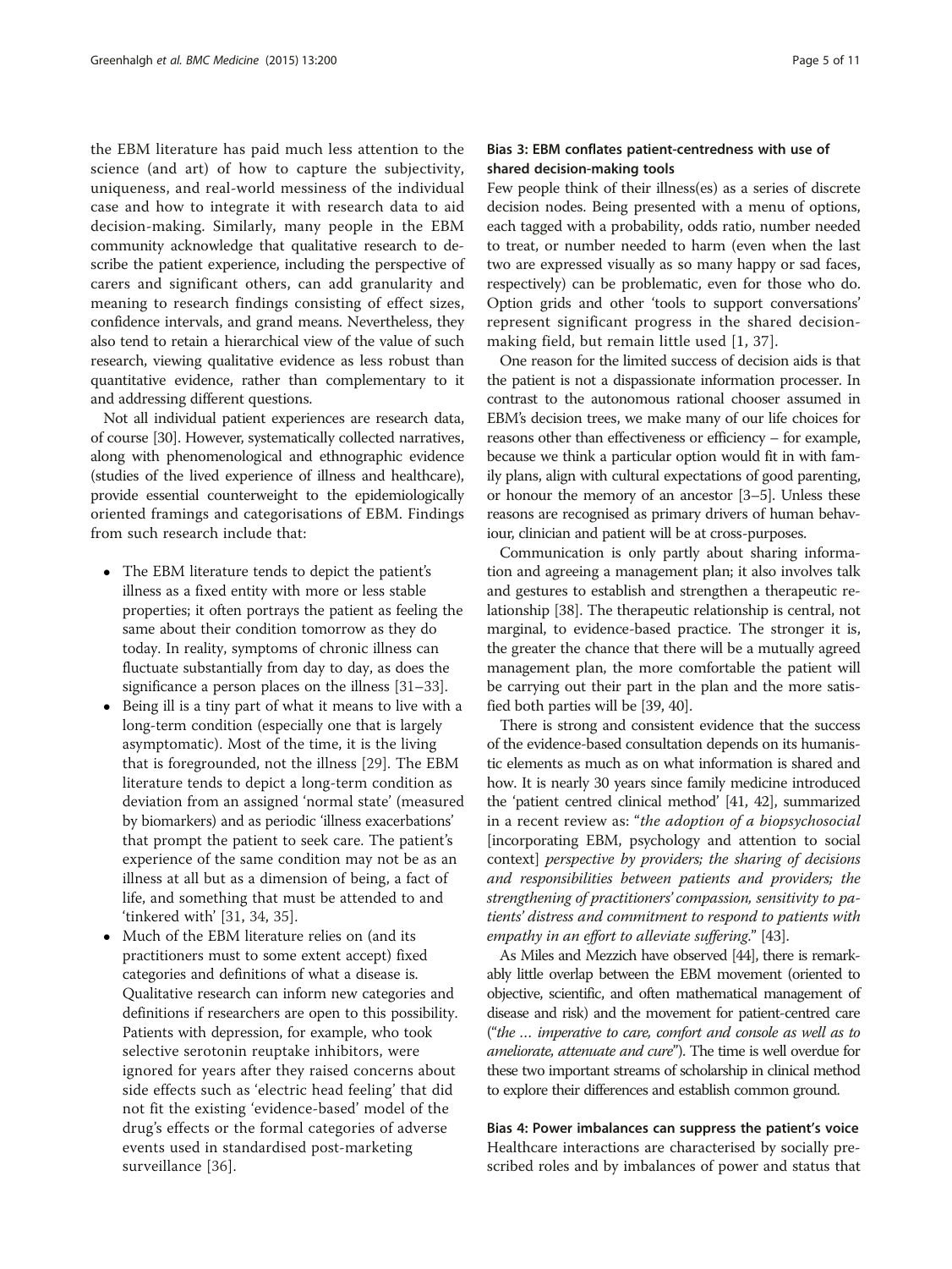the EBM literature has paid much less attention to the science (and art) of how to capture the subjectivity, uniqueness, and real-world messiness of the individual case and how to integrate it with research data to aid decision-making. Similarly, many people in the EBM community acknowledge that qualitative research to describe the patient experience, including the perspective of carers and significant others, can add granularity and meaning to research findings consisting of effect sizes, confidence intervals, and grand means. Nevertheless, they also tend to retain a hierarchical view of the value of such research, viewing qualitative evidence as less robust than quantitative evidence, rather than complementary to it and addressing different questions.

Not all individual patient experiences are research data, of course [30]. However, systematically collected narratives, along with phenomenological and ethnographic evidence (studies of the lived experience of illness and healthcare), provide essential counterweight to the epidemiologically oriented framings and categorisations of EBM. Findings from such research include that:

- The EBM literature tends to depict the patient's illness as a fixed entity with more or less stable properties; it often portrays the patient as feeling the same about their condition tomorrow as they do today. In reality, symptoms of chronic illness can fluctuate substantially from day to day, as does the significance a person places on the illness [31–33].
- Being ill is a tiny part of what it means to live with a long-term condition (especially one that is largely asymptomatic). Most of the time, it is the living that is foregrounded, not the illness [29]. The EBM literature tends to depict a long-term condition as deviation from an assigned 'normal state' (measured by biomarkers) and as periodic 'illness exacerbations' that prompt the patient to seek care. The patient's experience of the same condition may not be as an illness at all but as a dimension of being, a fact of life, and something that must be attended to and 'tinkered with' [31, 34, 35].
- Much of the EBM literature relies on (and its practitioners must to some extent accept) fixed categories and definitions of what a disease is. Qualitative research can inform new categories and definitions if researchers are open to this possibility. Patients with depression, for example, who took selective serotonin reuptake inhibitors, were ignored for years after they raised concerns about side effects such as 'electric head feeling' that did not fit the existing 'evidence-based' model of the drug's effects or the formal categories of adverse events used in standardised post-marketing surveillance [36].

### Bias 3: EBM conflates patient-centredness with use of shared decision-making tools

Few people think of their illness(es) as a series of discrete decision nodes. Being presented with a menu of options, each tagged with a probability, odds ratio, number needed to treat, or number needed to harm (even when the last two are expressed visually as so many happy or sad faces, respectively) can be problematic, even for those who do. Option grids and other 'tools to support conversations' represent significant progress in the shared decision-making field, but remain little used [1, 37].

One reason for the limited success of decision aids is that the patient is not a dispassionate information processer. In contrast to the autonomous rational chooser assumed in EBM's decision trees, we make many of our life choices for reasons other than effectiveness or efficiency – for example, because we think a particular option would fit in with family plans, align with cultural expectations of good parenting, or honour the memory of an ancestor [3–5]. Unless these reasons are recognised as primary drivers of human behaviour, clinician and patient will be at cross-purposes.

Communication is only partly about sharing information and agreeing a management plan; it also involves talk and gestures to establish and strengthen a therapeutic relationship [38]. The therapeutic relationship is central, not marginal, to evidence-based practice. The stronger it is, the greater the chance that there will be a mutually agreed management plan, the more comfortable the patient will be carrying out their part in the plan and the more satisfied both parties will be [39, 40].

There is strong and consistent evidence that the success of the evidence-based consultation depends on its humanistic elements as much as on what information is shared and how. It is nearly 30 years since family medicine introduced the 'patient centred clinical method' [41, 42], summarized in a recent review as: "*the adoption of a biopsychosocial* [incorporating EBM, psychology and attention to social context] *perspective by providers; the sharing of decisions and responsibilities between patients and providers; the strengthening of practitioners' compassion, sensitivity to patients' distress and commitment to respond to patients with empathy in an effort to alleviate suffering.*" [43].

As Miles and Mezzich have observed [44], there is remarkably little overlap between the EBM movement (oriented to objective, scientific, and often mathematical management of disease and risk) and the movement for patient-centred care ("*the … imperative to care, comfort and console as well as to ameliorate, attenuate and cure*"). The time is well overdue for these two important streams of scholarship in clinical method to explore their differences and establish common ground.

### Bias 4: Power imbalances can suppress the patient's voice

Healthcare interactions are characterised by socially prescribed roles and by imbalances of power and status that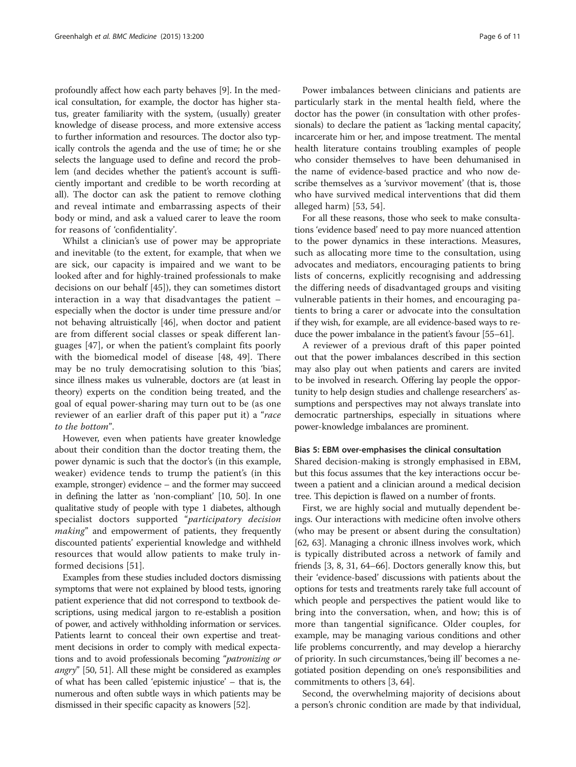profoundly affect how each party behaves [9]. In the medical consultation, for example, the doctor has higher status, greater familiarity with the system, (usually) greater knowledge of disease process, and more extensive access to further information and resources. The doctor also typically controls the agenda and the use of time; he or she selects the language used to define and record the problem (and decides whether the patient's account is sufficiently important and credible to be worth recording at all). The doctor can ask the patient to remove clothing and reveal intimate and embarrassing aspects of their body or mind, and ask a valued carer to leave the room for reasons of 'confidentiality'.

Whilst a clinician's use of power may be appropriate and inevitable (to the extent, for example, that when we are sick, our capacity is impaired and we want to be looked after and for highly-trained professionals to make decisions on our behalf [45]), they can sometimes distort interaction in a way that disadvantages the patient – especially when the doctor is under time pressure and/or not behaving altruistically [46], when doctor and patient are from different social classes or speak different languages [47], or when the patient's complaint fits poorly with the biomedical model of disease [48, 49]. There may be no truly democratising solution to this 'bias', since illness makes us vulnerable, doctors are (at least in theory) experts on the condition being treated, and the goal of equal power-sharing may turn out to be (as one reviewer of an earlier draft of this paper put it) a "*race to the bottom*".

However, even when patients have greater knowledge about their condition than the doctor treating them, the power dynamic is such that the doctor's (in this example, weaker) evidence tends to trump the patient's (in this example, stronger) evidence – and the former may succeed in defining the latter as 'non-compliant' [10, 50]. In one qualitative study of people with type 1 diabetes, although specialist doctors supported "*participatory decision making*" and empowerment of patients, they frequently discounted patients' experiential knowledge and withheld resources that would allow patients to make truly informed decisions [51].

Examples from these studies included doctors dismissing symptoms that were not explained by blood tests, ignoring patient experience that did not correspond to textbook descriptions, using medical jargon to re-establish a position of power, and actively withholding information or services. Patients learnt to conceal their own expertise and treatment decisions in order to comply with medical expectations and to avoid professionals becoming "*patronizing or angry*" [50, 51]. All these might be considered as examples of what has been called 'epistemic injustice' – that is, the numerous and often subtle ways in which patients may be dismissed in their specific capacity as knowers [52].

Power imbalances between clinicians and patients are particularly stark in the mental health field, where the doctor has the power (in consultation with other professionals) to declare the patient as 'lacking mental capacity', incarcerate him or her, and impose treatment. The mental health literature contains troubling examples of people who consider themselves to have been dehumanised in the name of evidence-based practice and who now describe themselves as a 'survivor movement' (that is, those who have survived medical interventions that did them alleged harm) [53, 54].

For all these reasons, those who seek to make consultations 'evidence based' need to pay more nuanced attention to the power dynamics in these interactions. Measures, such as allocating more time to the consultation, using advocates and mediators, encouraging patients to bring lists of concerns, explicitly recognising and addressing the differing needs of disadvantaged groups and visiting vulnerable patients in their homes, and encouraging patients to bring a carer or advocate into the consultation if they wish, for example, are all evidence-based ways to reduce the power imbalance in the patient's favour [55–61].

A reviewer of a previous draft of this paper pointed out that the power imbalances described in this section may also play out when patients and carers are invited to be involved in research. Offering lay people the opportunity to help design studies and challenge researchers' assumptions and perspectives may not always translate into democratic partnerships, especially in situations where power-knowledge imbalances are prominent.

#### Bias 5: EBM over-emphasises the clinical consultation

Shared decision-making is strongly emphasised in EBM, but this focus assumes that the key interactions occur between a patient and a clinician around a medical decision tree. This depiction is flawed on a number of fronts.

First, we are highly social and mutually dependent beings. Our interactions with medicine often involve others (who may be present or absent during the consultation) [62, 63]. Managing a chronic illness involves work, which is typically distributed across a network of family and friends [3, 8, 31, 64–66]. Doctors generally know this, but their 'evidence-based' discussions with patients about the options for tests and treatments rarely take full account of which people and perspectives the patient would like to bring into the conversation, when, and how; this is of more than tangential significance. Older couples, for example, may be managing various conditions and other life problems concurrently, and may develop a hierarchy of priority. In such circumstances, 'being ill' becomes a negotiated position depending on one's responsibilities and commitments to others [3, 64].

Second, the overwhelming majority of decisions about a person's chronic condition are made by that individual,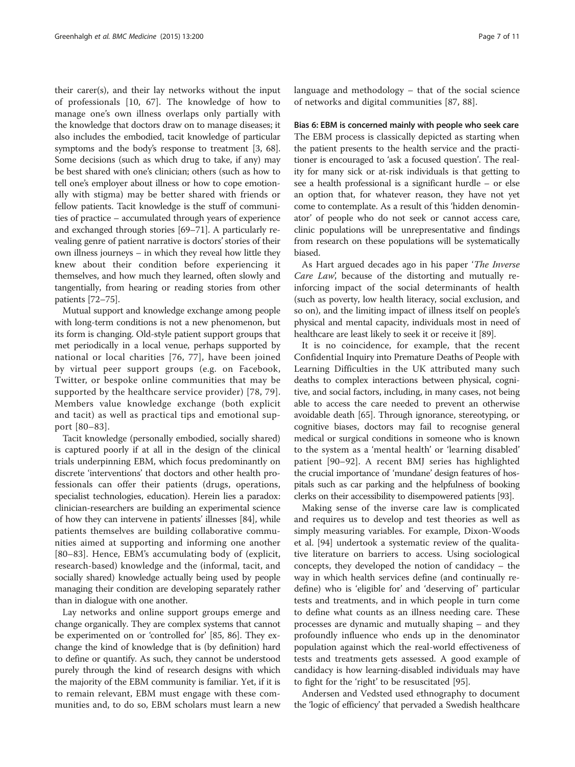their carer(s), and their lay networks without the input of professionals [10, 67]. The knowledge of how to manage one's own illness overlaps only partially with the knowledge that doctors draw on to manage diseases; it also includes the embodied, tacit knowledge of particular symptoms and the body's response to treatment [3, 68]. Some decisions (such as which drug to take, if any) may be best shared with one's clinician; others (such as how to tell one's employer about illness or how to cope emotionally with stigma) may be better shared with friends or fellow patients. Tacit knowledge is the stuff of communities of practice – accumulated through years of experience and exchanged through stories [69–71]. A particularly revealing genre of patient narrative is doctors' stories of their own illness journeys – in which they reveal how little they knew about their condition before experiencing it themselves, and how much they learned, often slowly and tangentially, from hearing or reading stories from other patients [72–75].

Mutual support and knowledge exchange among people with long-term conditions is not a new phenomenon, but its form is changing. Old-style patient support groups that met periodically in a local venue, perhaps supported by national or local charities [76, 77], have been joined by virtual peer support groups (e.g. on Facebook, Twitter, or bespoke online communities that may be supported by the healthcare service provider) [78, 79]. Members value knowledge exchange (both explicit and tacit) as well as practical tips and emotional support [80–83].

Tacit knowledge (personally embodied, socially shared) is captured poorly if at all in the design of the clinical trials underpinning EBM, which focus predominantly on discrete 'interventions' that doctors and other health professionals can offer their patients (drugs, operations, specialist technologies, education). Herein lies a paradox: clinician-researchers are building an experimental science of how they can intervene in patients' illnesses [84], while patients themselves are building collaborative communities aimed at supporting and informing one another [80–83]. Hence, EBM's accumulating body of (explicit, research-based) knowledge and the (informal, tacit, and socially shared) knowledge actually being used by people managing their condition are developing separately rather than in dialogue with one another.

Lay networks and online support groups emerge and change organically. They are complex systems that cannot be experimented on or 'controlled for' [85, 86]. They exchange the kind of knowledge that is (by definition) hard to define or quantify. As such, they cannot be understood purely through the kind of research designs with which the majority of the EBM community is familiar. Yet, if it is to remain relevant, EBM must engage with these communities and, to do so, EBM scholars must learn a new language and methodology – that of the social science of networks and digital communities [87, 88].

**Bias 6: EBM is concerned mainly with people who seek care**

The EBM process is classically depicted as starting when the patient presents to the health service and the practitioner is encouraged to 'ask a focused question'. The reality for many sick or at-risk individuals is that getting to see a health professional is a significant hurdle – or else an option that, for whatever reason, they have not yet come to contemplate. As a result of this 'hidden denominator' of people who do not seek or cannot access care, clinic populations will be unrepresentative and findings from research on these populations will be systematically biased.

As Hart argued decades ago in his paper '*The Inverse Care Law*', because of the distorting and mutually reinforcing impact of the social determinants of health (such as poverty, low health literacy, social exclusion, and so on), and the limiting impact of illness itself on people's physical and mental capacity, individuals most in need of healthcare are least likely to seek it or receive it [89].

It is no coincidence, for example, that the recent Confidential Inquiry into Premature Deaths of People with Learning Difficulties in the UK attributed many such deaths to complex interactions between physical, cognitive, and social factors, including, in many cases, not being able to access the care needed to prevent an otherwise avoidable death [65]. Through ignorance, stereotyping, or cognitive biases, doctors may fail to recognise general medical or surgical conditions in someone who is known to the system as a 'mental health' or 'learning disabled' patient [90–92]. A recent BMJ series has highlighted the crucial importance of 'mundane' design features of hospitals such as car parking and the helpfulness of booking clerks on their accessibility to disempowered patients [93].

Making sense of the inverse care law is complicated and requires us to develop and test theories as well as simply measuring variables. For example, Dixon-Woods et al. [94] undertook a systematic review of the qualitative literature on barriers to access. Using sociological concepts, they developed the notion of candidacy – the way in which health services define (and continually redefine) who is 'eligible for' and 'deserving of' particular tests and treatments, and in which people in turn come to define what counts as an illness needing care. These processes are dynamic and mutually shaping – and they profoundly influence who ends up in the denominator population against which the real-world effectiveness of tests and treatments gets assessed. A good example of candidacy is how learning-disabled individuals may have to fight for the 'right' to be resuscitated [95].

Andersen and Vedsted used ethnography to document the 'logic of efficiency' that pervaded a Swedish healthcare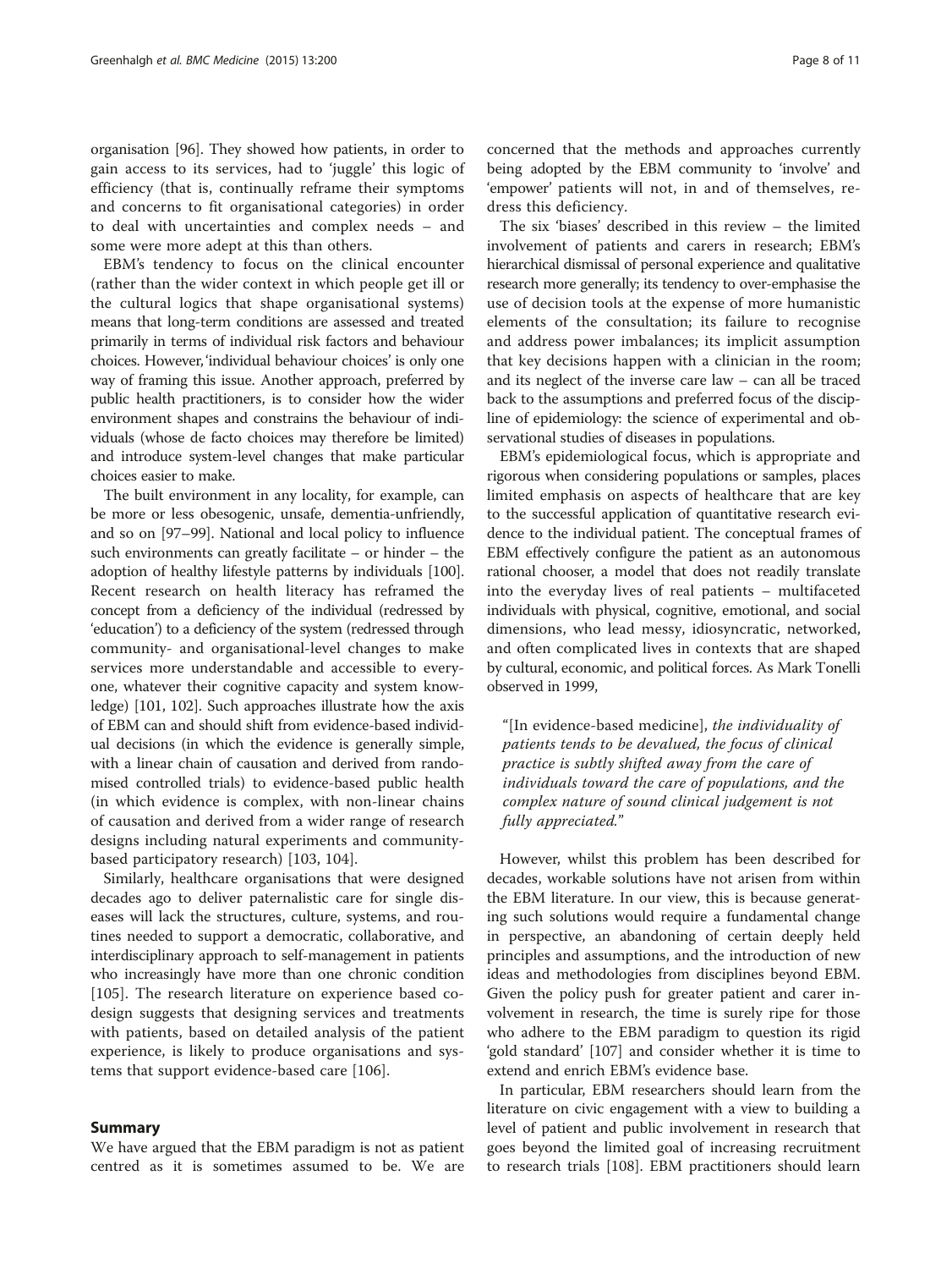organisation [96]. They showed how patients, in order to gain access to its services, had to 'juggle' this logic of efficiency (that is, continually reframe their symptoms and concerns to fit organisational categories) in order to deal with uncertainties and complex needs – and some were more adept at this than others.

EBM's tendency to focus on the clinical encounter (rather than the wider context in which people get ill or the cultural logics that shape organisational systems) means that long-term conditions are assessed and treated primarily in terms of individual risk factors and behaviour choices. However, 'individual behaviour choices' is only one way of framing this issue. Another approach, preferred by public health practitioners, is to consider how the wider environment shapes and constrains the behaviour of individuals (whose de facto choices may therefore be limited) and introduce system-level changes that make particular choices easier to make.

The built environment in any locality, for example, can be more or less obesogenic, unsafe, dementia-unfriendly, and so on [97–99]. National and local policy to influence such environments can greatly facilitate – or hinder – the adoption of healthy lifestyle patterns by individuals [100]. Recent research on health literacy has reframed the concept from a deficiency of the individual (redressed by 'education') to a deficiency of the system (redressed through community- and organisational-level changes to make services more understandable and accessible to everyone, whatever their cognitive capacity and system knowledge) [101, 102]. Such approaches illustrate how the axis of EBM can and should shift from evidence-based individual decisions (in which the evidence is generally simple, with a linear chain of causation and derived from randomised controlled trials) to evidence-based public health (in which evidence is complex, with non-linear chains of causation and derived from a wider range of research designs including natural experiments and community-based participatory research) [103, 104].

Similarly, healthcare organisations that were designed decades ago to deliver paternalistic care for single diseases will lack the structures, culture, systems, and routines needed to support a democratic, collaborative, and interdisciplinary approach to self-management in patients who increasingly have more than one chronic condition [105]. The research literature on experience based co-design suggests that designing services and treatments with patients, based on detailed analysis of the patient experience, is likely to produce organisations and systems that support evidence-based care [106].

## Summary

We have argued that the EBM paradigm is not as patient centred as it is sometimes assumed to be. We are concerned that the methods and approaches currently being adopted by the EBM community to 'involve' and 'empower' patients will not, in and of themselves, redress this deficiency.

The six 'biases' described in this review – the limited involvement of patients and carers in research; EBM's hierarchical dismissal of personal experience and qualitative research more generally; its tendency to over-emphasise the use of decision tools at the expense of more humanistic elements of the consultation; its failure to recognise and address power imbalances; its implicit assumption that key decisions happen with a clinician in the room; and its neglect of the inverse care law – can all be traced back to the assumptions and preferred focus of the discipline of epidemiology: the science of experimental and observational studies of diseases in populations.

EBM's epidemiological focus, which is appropriate and rigorous when considering populations or samples, places limited emphasis on aspects of healthcare that are key to the successful application of quantitative research evidence to the individual patient. The conceptual frames of EBM effectively configure the patient as an autonomous rational chooser, a model that does not readily translate into the everyday lives of real patients – multifaceted individuals with physical, cognitive, emotional, and social dimensions, who lead messy, idiosyncratic, networked, and often complicated lives in contexts that are shaped by cultural, economic, and political forces. As Mark Tonelli observed in 1999,

> "[In evidence-based medicine], *the individuality of patients tends to be devalued, the focus of clinical practice is subtly shifted away from the care of individuals toward the care of populations, and the complex nature of sound clinical judgement is not fully appreciated.*"

However, whilst this problem has been described for decades, workable solutions have not arisen from within the EBM literature. In our view, this is because generating such solutions would require a fundamental change in perspective, an abandoning of certain deeply held principles and assumptions, and the introduction of new ideas and methodologies from disciplines beyond EBM. Given the policy push for greater patient and carer involvement in research, the time is surely ripe for those who adhere to the EBM paradigm to question its rigid 'gold standard' [107] and consider whether it is time to extend and enrich EBM's evidence base.

In particular, EBM researchers should learn from the literature on civic engagement with a view to building a level of patient and public involvement in research that goes beyond the limited goal of increasing recruitment to research trials [108]. EBM practitioners should learn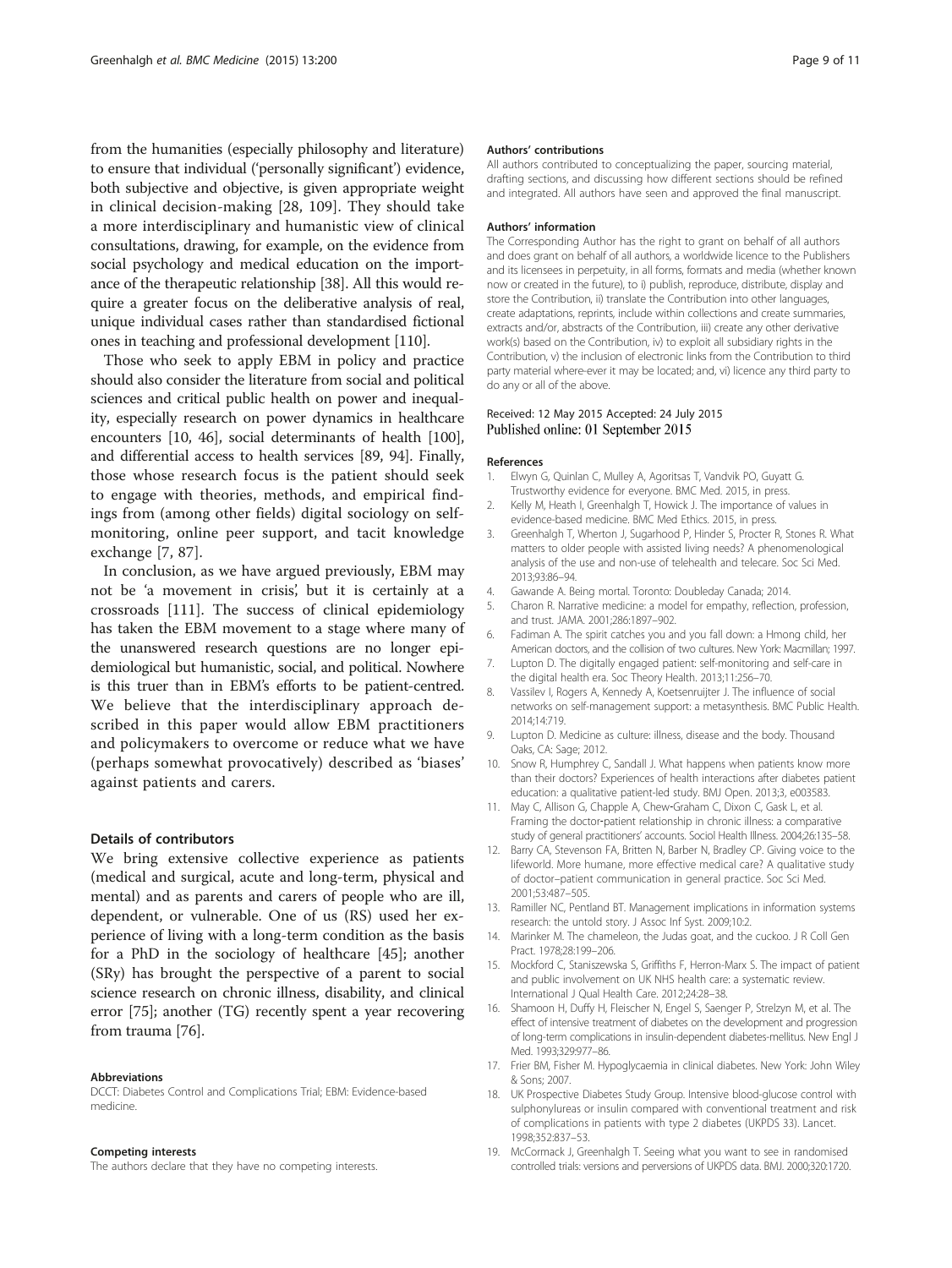from the humanities (especially philosophy and literature) to ensure that individual ('personally significant') evidence, both subjective and objective, is given appropriate weight in clinical decision-making [28, 109]. They should take a more interdisciplinary and humanistic view of clinical consultations, drawing, for example, on the evidence from social psychology and medical education on the importance of the therapeutic relationship [38]. All this would require a greater focus on the deliberative analysis of real, unique individual cases rather than standardised fictional ones in teaching and professional development [110].

Those who seek to apply EBM in policy and practice should also consider the literature from social and political sciences and critical public health on power and inequality, especially research on power dynamics in healthcare encounters [10, 46], social determinants of health [100], and differential access to health services [89, 94]. Finally, those whose research focus is the patient should seek to engage with theories, methods, and empirical findings from (among other fields) digital sociology on self-monitoring, online peer support, and tacit knowledge exchange [7, 87].

In conclusion, as we have argued previously, EBM may not be 'a movement in crisis', but it is certainly at a crossroads [111]. The success of clinical epidemiology has taken the EBM movement to a stage where many of the unanswered research questions are no longer epidemiological but humanistic, social, and political. Nowhere is this truer than in EBM's efforts to be patient-centred. We believe that the interdisciplinary approach described in this paper would allow EBM practitioners and policymakers to overcome or reduce what we have (perhaps somewhat provocatively) described as 'biases' against patients and carers.

## Details of contributors

We bring extensive collective experience as patients (medical and surgical, acute and long-term, physical and mental) and as parents and carers of people who are ill, dependent, or vulnerable. One of us (RS) used her experience of living with a long-term condition as the basis for a PhD in the sociology of healthcare [45]; another (SRy) has brought the perspective of a parent to social science research on chronic illness, disability, and clinical error [75]; another (TG) recently spent a year recovering from trauma [76].

#### Abbreviations

DCCT: Diabetes Control and Complications Trial; EBM: Evidence-based medicine.

#### Competing interests

The authors declare that they have no competing interests.

#### Authors' contributions

All authors contributed to conceptualizing the paper, sourcing material, drafting sections, and discussing how different sections should be refined and integrated. All authors have seen and approved the final manuscript.

#### Authors' information

The Corresponding Author has the right to grant on behalf of all authors and does grant on behalf of all authors, a worldwide licence to the Publishers and its licensees in perpetuity, in all forms, formats and media (whether known now or created in the future), to i) publish, reproduce, distribute, display and store the Contribution, ii) translate the Contribution into other languages, create adaptations, reprints, include within collections and create summaries, extracts and/or, abstracts of the Contribution, iii) create any other derivative work(s) based on the Contribution, iv) to exploit all subsidiary rights in the Contribution, v) the inclusion of electronic links from the Contribution to third party material where-ever it may be located; and, vi) licence any third party to do any or all of the above.

Received: 12 May 2015 Accepted: 24 July 2015
Published online: 01 September 2015

#### References

1. Elwyn G, Quinlan C, Mulley A, Agoritsas T, Vandvik PO, Guyatt G. Trustworthy evidence for everyone. BMC Med. 2015, in press.
2. Kelly M, Heath I, Greenhalgh T, Howick J. The importance of values in evidence-based medicine. BMC Med Ethics. 2015, in press.
3. Greenhalgh T, Wherton J, Sugarhood P, Hinder S, Procter R, Stones R. What matters to older people with assisted living needs? A phenomenological analysis of the use and non-use of telehealth and telecare. Soc Sci Med. 2013;93:86–94.
4. Gawande A. Being mortal. Toronto: Doubleday Canada; 2014.
5. Charon R. Narrative medicine: a model for empathy, reflection, profession, and trust. JAMA. 2001;286:1897–902.
6. Fadiman A. The spirit catches you and you fall down: a Hmong child, her American doctors, and the collision of two cultures. New York: Macmillan; 1997.
7. Lupton D. The digitally engaged patient: self-monitoring and self-care in the digital health era. Soc Theory Health. 2013;11:256–70.
8. Vassilev I, Rogers A, Kennedy A, Koetsenruijter J. The influence of social networks on self-management support: a metasynthesis. BMC Public Health. 2014;14:719.
9. Lupton D. Medicine as culture: illness, disease and the body. Thousand Oaks, CA: Sage; 2012.
10. Snow R, Humphrey C, Sandall J. What happens when patients know more than their doctors? Experiences of health interactions after diabetes patient education: a qualitative patient-led study. BMJ Open. 2013;3, e003583.
11. May C, Allison G, Chapple A, Chew-Graham C, Dixon C, Gask L, et al. Framing the doctor-patient relationship in chronic illness: a comparative study of general practitioners' accounts. Sociol Health Illness. 2004;26:135–58.
12. Barry CA, Stevenson FA, Britten N, Barber N, Bradley CP. Giving voice to the lifeworld. More humane, more effective medical care? A qualitative study of doctor–patient communication in general practice. Soc Sci Med. 2001;53:487–505.
13. Ramiller NC, Pentland BT. Management implications in information systems research: the untold story. J Assoc Inf Syst. 2009;10:2.
14. Marinker M. The chameleon, the Judas goat, and the cuckoo. J R Coll Gen Pract. 1978;28:199–206.
15. Mockford C, Staniszewska S, Griffiths F, Herron-Marx S. The impact of patient and public involvement on UK NHS health care: a systematic review. International J Qual Health Care. 2012;24:28–38.
16. Shamoon H, Duffy H, Fleischer N, Engel S, Saenger P, Strelzyn M, et al. The effect of intensive treatment of diabetes on the development and progression of long-term complications in insulin-dependent diabetes-mellitus. New Engl J Med. 1993;329:977–86.
17. Frier BM, Fisher M. Hypoglycaemia in clinical diabetes. New York: John Wiley & Sons; 2007.
18. UK Prospective Diabetes Study Group. Intensive blood-glucose control with sulphonylureas or insulin compared with conventional treatment and risk of complications in patients with type 2 diabetes (UKPDS 33). Lancet. 1998;352:837–53.
19. McCormack J, Greenhalgh T. Seeing what you want to see in randomised controlled trials: versions and perversions of UKPDS data. BMJ. 2000;320:1720.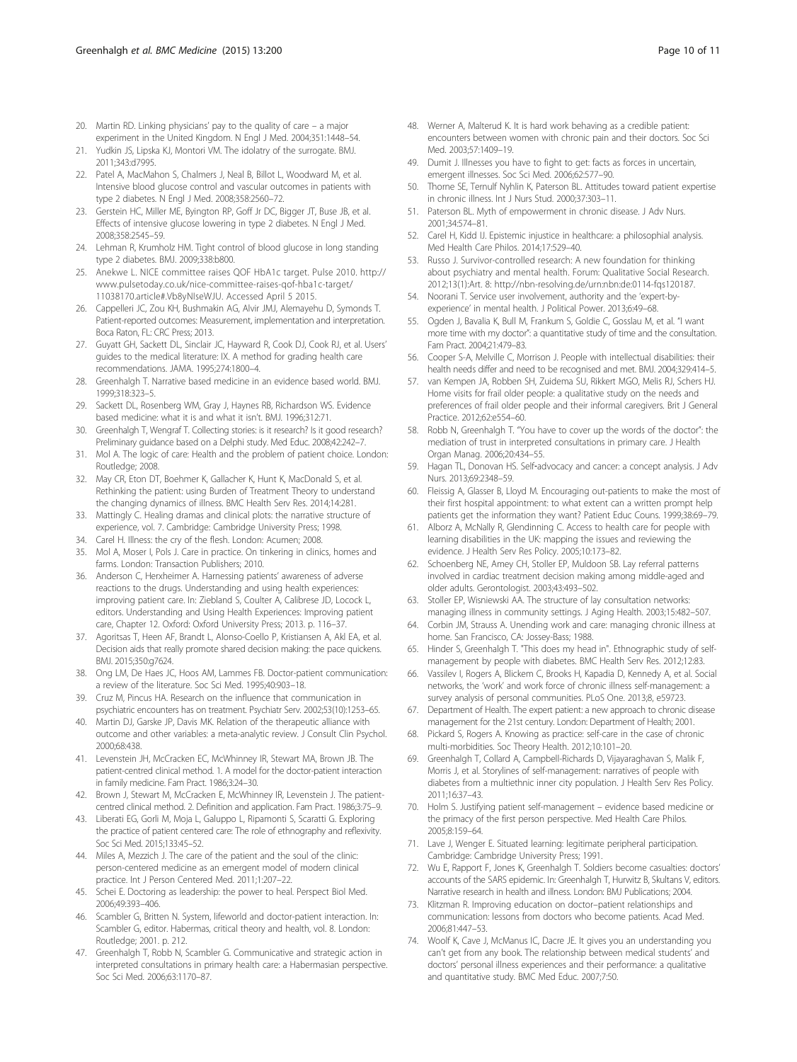20. Martin RD. Linking physicians' pay to the quality of care – a major experiment in the United Kingdom. N Engl J Med. 2004;351:1448–54.
21. Yudkin JS, Lipska KJ, Montori VM. The idolatry of the surrogate. BMJ. 2011;343:d7995.
22. Patel A, MacMahon S, Chalmers J, Neal B, Billot L, Woodward M, et al. Intensive blood glucose control and vascular outcomes in patients with type 2 diabetes. N Engl J Med. 2008;358:2560–72.
23. Gerstein HC, Miller ME, Byington RP, Goff Jr DC, Bigger JT, Buse JB, et al. Effects of intensive glucose lowering in type 2 diabetes. N Engl J Med. 2008;358:2545–59.
24. Lehman R, Krumholz HM. Tight control of blood glucose in long standing type 2 diabetes. BMJ. 2009;338:b800.
25. Anekwe L. NICE committee raises QOF HbA1c target. Pulse 2010. http://www.pulsetoday.co.uk/nice-committee-raises-qof-hba1c-target/11038170.article#.Vb8yNIseWJU. Accessed April 5 2015.
26. Cappelleri JC, Zou KH, Bushmakin AG, Alvir JMJ, Alemayehu D, Symonds T. Patient-reported outcomes: Measurement, implementation and interpretation. Boca Raton, FL: CRC Press; 2013.
27. Guyatt GH, Sackett DL, Sinclair JC, Hayward R, Cook DJ, Cook RJ, et al. Users' guides to the medical literature: IX. A method for grading health care recommendations. JAMA. 1995;274:1800–4.
28. Greenhalgh T. Narrative based medicine in an evidence based world. BMJ. 1999;318:323–5.
29. Sackett DL, Rosenberg WM, Gray J, Haynes RB, Richardson WS. Evidence based medicine: what it is and what it isn't. BMJ. 1996;312:71.
30. Greenhalgh T, Wengraf T. Collecting stories: is it research? Is it good research? Preliminary guidance based on a Delphi study. Med Educ. 2008;42:242–7.
31. Mol A. The logic of care: Health and the problem of patient choice. London: Routledge; 2008.
32. May CR, Eton DT, Boehmer K, Gallacher K, Hunt K, MacDonald S, et al. Rethinking the patient: using Burden of Treatment Theory to understand the changing dynamics of illness. BMC Health Serv Res. 2014;14:281.
33. Mattingly C. Healing dramas and clinical plots: the narrative structure of experience, vol. 7. Cambridge: Cambridge University Press; 1998.
34. Carel H. Illness: the cry of the flesh. London: Acumen; 2008.
35. Mol A, Moser I, Pols J. Care in practice. On tinkering in clinics, homes and farms. London: Transaction Publishers; 2010.
36. Anderson C, Herxheimer A. Harnessing patients' awareness of adverse reactions to the drugs. Understanding and using health experiences: improving patient care. In: Ziebland S, Coulter A, Calibrese JD, Locock L, editors. Understanding and Using Health Experiences: Improving patient care, Chapter 12. Oxford: Oxford University Press; 2013. p. 116–37.
37. Agoritsas T, Heen AF, Brandt L, Alonso-Coello P, Kristiansen A, Akl EA, et al. Decision aids that really promote shared decision making: the pace quickens. BMJ. 2015;350:g7624.
38. Ong LM, De Haes JC, Hoos AM, Lammes FB. Doctor-patient communication: a review of the literature. Soc Sci Med. 1995;40:903–18.
39. Cruz M, Pincus HA. Research on the influence that communication in psychiatric encounters has on treatment. Psychiatr Serv. 2002;53(10):1253–65.
40. Martin DJ, Garske JP, Davis MK. Relation of the therapeutic alliance with outcome and other variables: a meta-analytic review. J Consult Clin Psychol. 2000;68:438.
41. Levenstein JH, McCracken EC, McWhinney IR, Stewart MA, Brown JB. The patient-centred clinical method. 1. A model for the doctor-patient interaction in family medicine. Fam Pract. 1986;3:24–30.
42. Brown J, Stewart M, McCracken E, McWhinney IR, Levenstein J. The patient-centred clinical method. 2. Definition and application. Fam Pract. 1986;3:75–9.
43. Liberati EG, Gorli M, Moja L, Galuppo L, Ripamonti S, Scaratti G. Exploring the practice of patient centered care: The role of ethnography and reflexivity. Soc Sci Med. 2015;133:45–52.
44. Miles A, Mezzich J. The care of the patient and the soul of the clinic: person-centered medicine as an emergent model of modern clinical practice. Int J Person Centered Med. 2011;1:207–22.
45. Schei E. Doctoring as leadership: the power to heal. Perspect Biol Med. 2006;49:393–406.
46. Scambler G, Britten N. System, lifeworld and doctor-patient interaction. In: Scambler G, editor. Habermas, critical theory and health, vol. 8. London: Routledge; 2001. p. 212.
47. Greenhalgh T, Robb N, Scambler G. Communicative and strategic action in interpreted consultations in primary health care: a Habermasian perspective. Soc Sci Med. 2006;63:1170–87.
48. Werner A, Malterud K. It is hard work behaving as a credible patient: encounters between women with chronic pain and their doctors. Soc Sci Med. 2003;57:1409–19.
49. Dumit J. Illnesses you have to fight to get: facts as forces in uncertain, emergent illnesses. Soc Sci Med. 2006;62:577–90.
50. Thorne SE, Ternulf Nyhlin K, Paterson BL. Attitudes toward patient expertise in chronic illness. Int J Nurs Stud. 2000;37:303–11.
51. Paterson BL. Myth of empowerment in chronic disease. J Adv Nurs. 2001;34:574–81.
52. Carel H, Kidd IJ. Epistemic injustice in healthcare: a philosophial analysis. Med Health Care Philos. 2014;17:529–40.
53. Russo J. Survivor-controlled research: A new foundation for thinking about psychiatry and mental health. Forum: Qualitative Social Research. 2012;13(1):Art. 8: http://nbn-resolving.de/urn:nbn:de:0114-fqs120187.
54. Noorani T. Service user involvement, authority and the 'expert-by-experience' in mental health. J Political Power. 2013;6:49–68.
55. Ogden J, Bavalia K, Bull M, Frankum S, Goldie C, Gosslau M, et al. "I want more time with my doctor": a quantitative study of time and the consultation. Fam Pract. 2004;21:479–83.
56. Cooper S-A, Melville C, Morrison J. People with intellectual disabilities: their health needs differ and need to be recognised and met. BMJ. 2004;329:414–5.
57. van Kempen JA, Robben SH, Zuidema SU, Rikkert MGO, Melis RJ, Schers HJ. Home visits for frail older people: a qualitative study on the needs and preferences of frail older people and their informal caregivers. Brit J General Practice. 2012;62:e554–60.
58. Robb N, Greenhalgh T. "You have to cover up the words of the doctor": the mediation of trust in interpreted consultations in primary care. J Health Organ Manag. 2006;20:434–55.
59. Hagan TL, Donovan HS. Self-advocacy and cancer: a concept analysis. J Adv Nurs. 2013;69:2348–59.
60. Fleissig A, Glasser B, Lloyd M. Encouraging out-patients to make the most of their first hospital appointment: to what extent can a written prompt help patients get the information they want? Patient Educ Couns. 1999;38:69–79.
61. Alborz A, McNally R, Glendinning C. Access to health care for people with learning disabilities in the UK: mapping the issues and reviewing the evidence. J Health Serv Res Policy. 2005;10:173–82.
62. Schoenberg NE, Amey CH, Stoller EP, Muldoon SB. Lay referral patterns involved in cardiac treatment decision making among middle-aged and older adults. Gerontologist. 2003;43:493–502.
63. Stoller EP, Wisniewski AA. The structure of lay consultation networks: managing illness in community settings. J Aging Health. 2003;15:482–507.
64. Corbin JM, Strauss A. Unending work and care: managing chronic illness at home. San Francisco, CA: Jossey-Bass; 1988.
65. Hinder S, Greenhalgh T. "This does my head in". Ethnographic study of self-management by people with diabetes. BMC Health Serv Res. 2012;12:83.
66. Vassilev I, Rogers A, Blickem C, Brooks H, Kapadia D, Kennedy A, et al. Social networks, the 'work' and work force of chronic illness self-management: a survey analysis of personal communities. PLoS One. 2013;8, e59723.
67. Department of Health. The expert patient: a new approach to chronic disease management for the 21st century. London: Department of Health; 2001.
68. Pickard S, Rogers A. Knowing as practice: self-care in the case of chronic multi-morbidities. Soc Theory Health. 2012;10:101–20.
69. Greenhalgh T, Collard A, Campbell-Richards D, Vijayaraghavan S, Malik F, Morris J, et al. Storylines of self-management: narratives of people with diabetes from a multiethnic inner city population. J Health Serv Res Policy. 2011;16:37–43.
70. Holm S. Justifying patient self-management – evidence based medicine or the primacy of the first person perspective. Med Health Care Philos. 2005;8:159–64.
71. Lave J, Wenger E. Situated learning: legitimate peripheral participation. Cambridge: Cambridge University Press; 1991.
72. Wu E, Rapport F, Jones K, Greenhalgh T. Soldiers become casualties: doctors' accounts of the SARS epidemic. In: Greenhalgh T, Hurwitz B, Skultans V, editors. Narrative research in health and illness. London: BMJ Publications; 2004.
73. Klitzman R. Improving education on doctor–patient relationships and communication: lessons from doctors who become patients. Acad Med. 2006;81:447–53.
74. Woolf K, Cave J, McManus IC, Dacre JE. It gives you an understanding you can't get from any book. The relationship between medical students' and doctors' personal illness experiences and their performance: a qualitative and quantitative study. BMC Med Educ. 2007;7:50.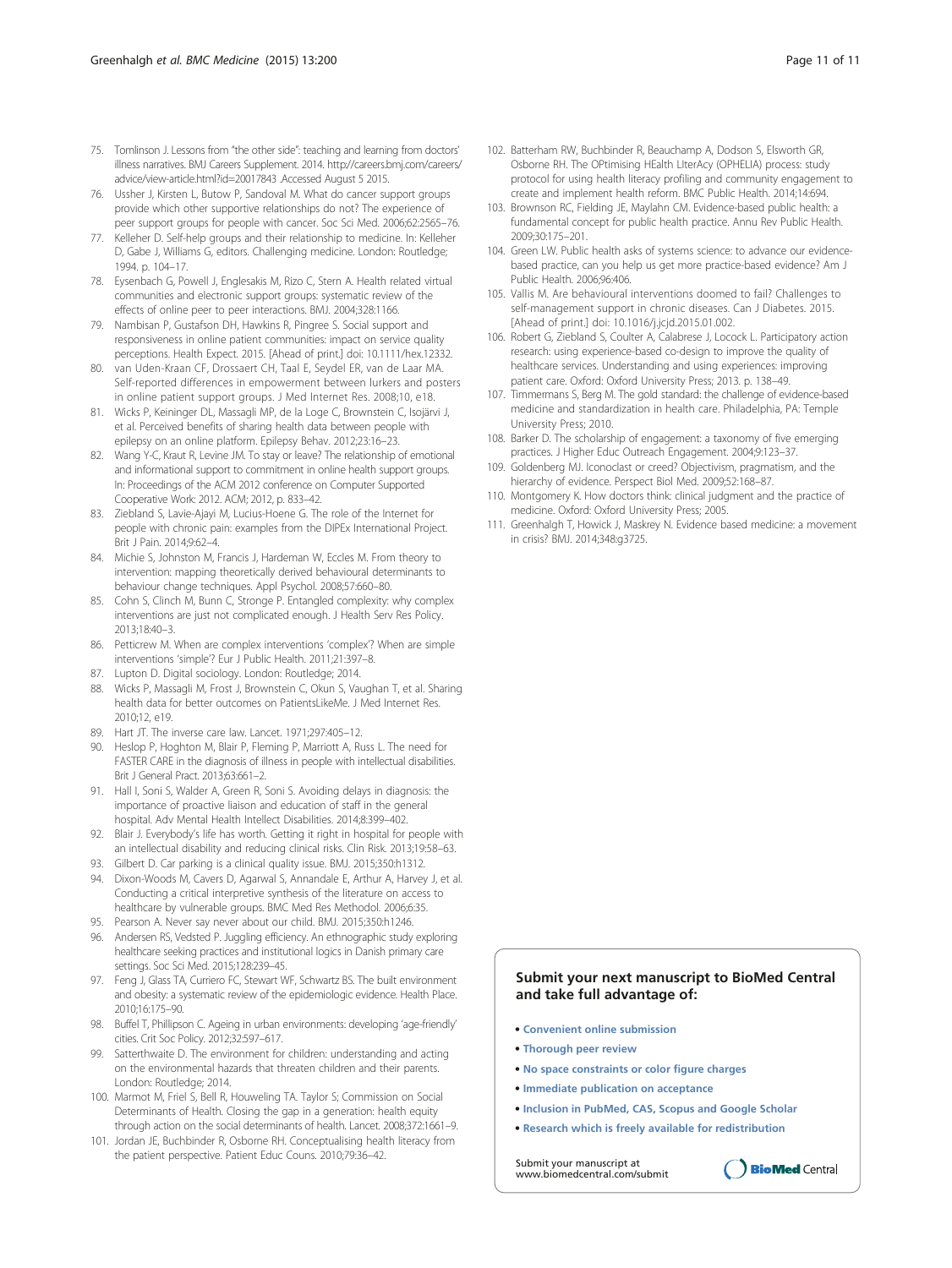75. Tomlinson J. Lessons from "the other side": teaching and learning from doctors' illness narratives. BMJ Careers Supplement. 2014. http://careers.bmj.com/careers/advice/view-article.html?id=20017843 .Accessed August 5 2015.
76. Ussher J, Kirsten L, Butow P, Sandoval M. What do cancer support groups provide which other supportive relationships do not? The experience of peer support groups for people with cancer. Soc Sci Med. 2006;62:2565–76.
77. Kelleher D. Self-help groups and their relationship to medicine. In: Kelleher D, Gabe J, Williams G, editors. Challenging medicine. London: Routledge; 1994. p. 104–17.
78. Eysenbach G, Powell J, Englesakis M, Rizo C, Stern A. Health related virtual communities and electronic support groups: systematic review of the effects of online peer to peer interactions. BMJ. 2004;328:1166.
79. Nambisan P, Gustafson DH, Hawkins R, Pingree S. Social support and responsiveness in online patient communities: impact on service quality perceptions. Health Expect. 2015. [Ahead of print.] doi: 10.1111/hex.12332.
80. van Uden-Kraan CF, Drossaert CH, Taal E, Seydel ER, van de Laar MA. Self-reported differences in empowerment between lurkers and posters in online patient support groups. J Med Internet Res. 2008;10, e18.
81. Wicks P, Keininger DL, Massagli MP, de la Loge C, Brownstein C, Isojärvi J, et al. Perceived benefits of sharing health data between people with epilepsy on an online platform. Epilepsy Behav. 2012;23:16–23.
82. Wang Y-C, Kraut R, Levine JM. To stay or leave? The relationship of emotional and informational support to commitment in online health support groups. In: Proceedings of the ACM 2012 conference on Computer Supported Cooperative Work: 2012. ACM; 2012, p. 833–42.
83. Ziebland S, Lavie-Ajayi M, Lucius-Hoene G. The role of the Internet for people with chronic pain: examples from the DIPEx International Project. Brit J Pain. 2014;9:62–4.
84. Michie S, Johnston M, Francis J, Hardeman W, Eccles M. From theory to intervention: mapping theoretically derived behavioural determinants to behaviour change techniques. Appl Psychol. 2008;57:660–80.
85. Cohn S, Clinch M, Bunn C, Stronge P. Entangled complexity: why complex interventions are just not complicated enough. J Health Serv Res Policy. 2013;18:40–3.
86. Petticrew M. When are complex interventions 'complex'? When are simple interventions 'simple'? Eur J Public Health. 2011;21:397–8.
87. Lupton D. Digital sociology. London: Routledge; 2014.
88. Wicks P, Massagli M, Frost J, Brownstein C, Okun S, Vaughan T, et al. Sharing health data for better outcomes on PatientsLikeMe. J Med Internet Res. 2010;12, e19.
89. Hart JT. The inverse care law. Lancet. 1971;297:405–12.
90. Heslop P, Hoghton M, Blair P, Fleming P, Marriott A, Russ L. The need for FASTER CARE in the diagnosis of illness in people with intellectual disabilities. Brit J General Pract. 2013;63:661–2.
91. Hall I, Soni S, Walder A, Green R, Soni S. Avoiding delays in diagnosis: the importance of proactive liaison and education of staff in the general hospital. Adv Mental Health Intellect Disabilities. 2014;8:399–402.
92. Blair J. Everybody's life has worth. Getting it right in hospital for people with an intellectual disability and reducing clinical risks. Clin Risk. 2013;19:58–63.
93. Gilbert D. Car parking is a clinical quality issue. BMJ. 2015;350:h1312.
94. Dixon-Woods M, Cavers D, Agarwal S, Annandale E, Arthur A, Harvey J, et al. Conducting a critical interpretive synthesis of the literature on access to healthcare by vulnerable groups. BMC Med Res Methodol. 2006;6:35.
95. Pearson A. Never say never about our child. BMJ. 2015;350:h1246.
96. Andersen RS, Vedsted P. Juggling efficiency. An ethnographic study exploring healthcare seeking practices and institutional logics in Danish primary care settings. Soc Sci Med. 2015;128:239–45.
97. Feng J, Glass TA, Curriero FC, Stewart WF, Schwartz BS. The built environment and obesity: a systematic review of the epidemiologic evidence. Health Place. 2010;16:175–90.
98. Buffel T, Phillipson C. Ageing in urban environments: developing 'age-friendly' cities. Crit Soc Policy. 2012;32:597–617.
99. Satterthwaite D. The environment for children: understanding and acting on the environmental hazards that threaten children and their parents. London: Routledge; 2014.
100. Marmot M, Friel S, Bell R, Houweling TA. Taylor S; Commission on Social Determinants of Health. Closing the gap in a generation: health equity through action on the social determinants of health. Lancet. 2008;372:1661–9.
101. Jordan JE, Buchbinder R, Osborne RH. Conceptualising health literacy from the patient perspective. Patient Educ Couns. 2010;79:36–42.
102. Batterham RW, Buchbinder R, Beauchamp A, Dodson S, Elsworth GR, Osborne RH. The OPtimising HEalth LIterAcy (OPHELIA) process: study protocol for using health literacy profiling and community engagement to create and implement health reform. BMC Public Health. 2014;14:694.
103. Brownson RC, Fielding JE, Maylahn CM. Evidence-based public health: a fundamental concept for public health practice. Annu Rev Public Health. 2009;30:175–201.
104. Green LW. Public health asks of systems science: to advance our evidence-based practice, can you help us get more practice-based evidence? Am J Public Health. 2006;96:406.
105. Vallis M. Are behavioural interventions doomed to fail? Challenges to self-management support in chronic diseases. Can J Diabetes. 2015. [Ahead of print.] doi: 10.1016/j.jcjd.2015.01.002.
106. Robert G, Ziebland S, Coulter A, Calabrese J, Locock L. Participatory action research: using experience-based co-design to improve the quality of healthcare services. Understanding and using experiences: improving patient care. Oxford: Oxford University Press; 2013. p. 138–49.
107. Timmermans S, Berg M. The gold standard: the challenge of evidence-based medicine and standardization in health care. Philadelphia, PA: Temple University Press; 2010.
108. Barker D. The scholarship of engagement: a taxonomy of five emerging practices. J Higher Educ Outreach Engagement. 2004;9:123–37.
109. Goldenberg MJ. Iconoclast or creed? Objectivism, pragmatism, and the hierarchy of evidence. Perspect Biol Med. 2009;52:168–87.
110. Montgomery K. How doctors think: clinical judgment and the practice of medicine. Oxford: Oxford University Press; 2005.
111. Greenhalgh T, Howick J, Maskrey N. Evidence based medicine: a movement in crisis? BMJ. 2014;348:g3725.

**Submit your next manuscript to BioMed Central and take full advantage of:**

- **Convenient online submission**
- **Thorough peer review**
- **No space constraints or color figure charges**
- **Immediate publication on acceptance**
- **Inclusion in PubMed, CAS, Scopus and Google Scholar**
- **Research which is freely available for redistribution**

Submit your manuscript at
www.biomedcentral.com/submit

BioMed Central